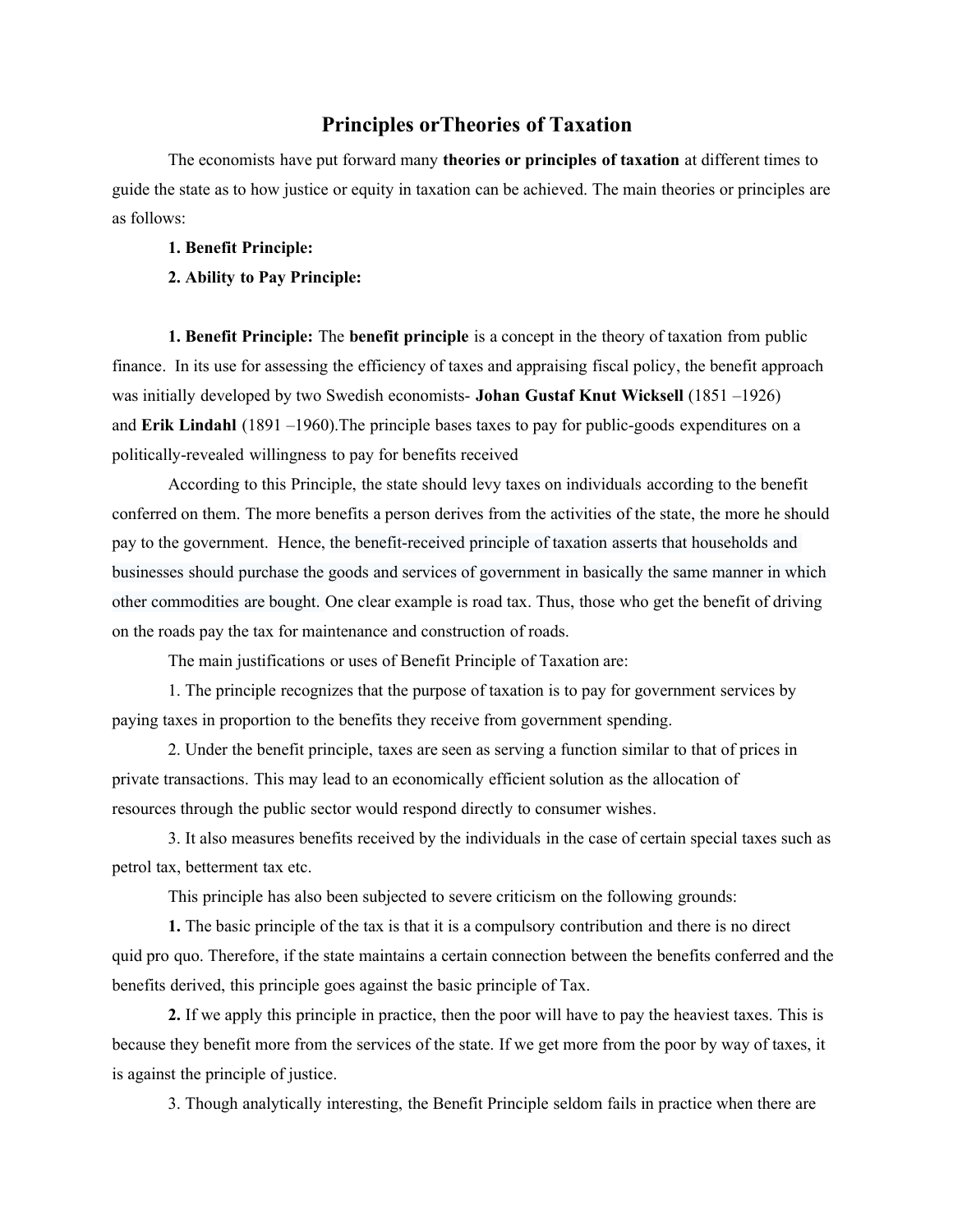# Principles orTheories of Taxation

The economists have put forward many **theories or principles of taxation** at different times to guide the state as to how justice or equity in taxation can be achieved. The main theories or principles are as follows:

**1. Benefit Principle:**

**2. Ability to Pay Principle:**

**1. Benefit Principle:** The **benefit principle** is a concept in the theory of taxation from public finance. In its use for assessing the efficiency of taxes and appraising fiscal policy, the benefit approach was initially developed by two Swedish economists- **Johan Gustaf Knut Wicksell** (1851 –1926) and **Erik Lindahl** (1891 –1960).The principle bases taxes to pay for public-goods expenditures on a politically-revealed willingness to pay for benefits received

According to this Principle, the state should levy taxes on individuals according to the benefit conferred on them. The more benefits a person derives from the activities of the state, the more he should pay to the government. Hence, the benefit-received principle of taxation asserts that households and businesses should purchase the goods and services of government in basically the same manner in which other commodities are bought. One clear example is road tax. Thus, those who get the benefit of driving on the roads pay the tax for maintenance and construction of roads.

The main justifications or uses of Benefit Principle of Taxation are:

1. The principle recognizes that the purpose of taxation is to pay for government services by paying taxes in proportion to the benefits they receive from government spending.

2. Under the benefit principle, taxes are seen as serving a function similar to that of prices in private transactions. This may lead to an economically efficient solution as the allocation of resources through the public sector would respond directly to consumer wishes.

3. It also measures benefits received by the individuals in the case of certain special taxes such as petrol tax, betterment tax etc.

This principle has also been subjected to severe criticism on the following grounds:

**1.** The basic principle of the tax is that it is a compulsory contribution and there is no direct quid pro quo. Therefore, if the state maintains a certain connection between the benefits conferred and the benefits derived, this principle goes against the basic principle of Tax.

**2.** If we apply this principle in practice, then the poor will have to pay the heaviest taxes. This is because they benefit more from the services of the state. If we get more from the poor by way of taxes, it is against the principle of justice.

3. Though analytically interesting, the Benefit Principle seldom fails in practice when there are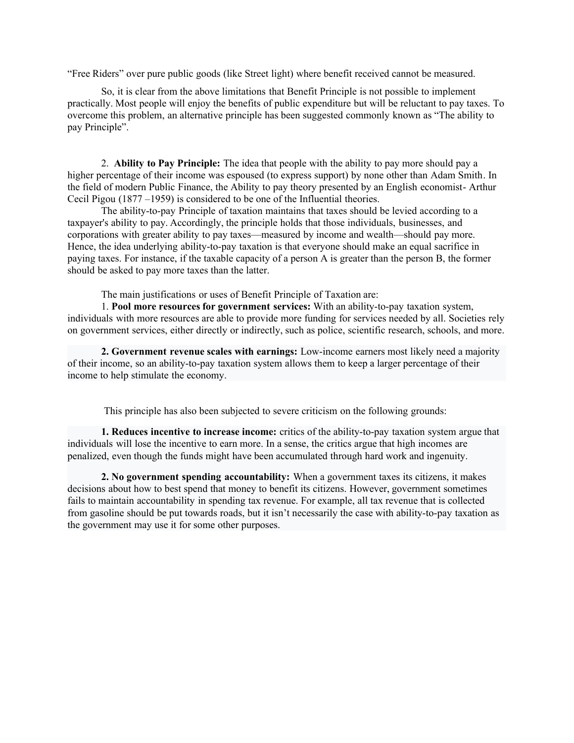"Free Riders" over pure public goods (like Street light) where benefit received cannot be measured.

So, it is clear from the above limitations that Benefit Principle is not possible to implement practically. Most people will enjoy the benefits of public expenditure but will be reluctant to pay taxes. To overcome this problem, an alternative principle has been suggested commonly known as "The ability to pay Principle".

2. **Ability to Pay Principle:** The idea that people with the ability to pay more should pay a higher percentage of their income was espoused (to express support) by none other than Adam Smith. In the field of modern Public Finance, the Ability to pay theory presented by an English economist- Arthur Cecil Pigou (1877 –1959) is considered to be one of the Influential theories.

The ability-to-pay Principle of taxation maintains that taxes should be levied according to a taxpayer's ability to pay. Accordingly, the principle holds that those individuals, businesses, and corporations with greater ability to pay taxes—measured by income and wealth—should pay more. Hence, the idea underlying ability-to-pay taxation is that everyone should make an equal sacrifice in paying taxes. For instance, if the taxable capacity of a person A is greater than the person B, the former should be asked to pay more taxes than the latter.

The main justifications or uses of Benefit Principle of Taxation are:

1. **Pool more resources for government services:** With an ability-to-pay taxation system, individuals with more resources are able to provide more funding for services needed by all. Societies rely on government services, either directly or indirectly, such as police, scientific research, schools, and more.

2. **Government revenue scales with earnings:** Low-income earners most likely need a majority of their income, so an ability-to-pay taxation system allows them to keep a larger percentage of their income to help stimulate the economy.

This principle has also been subjected to severe criticism on the following grounds:

1. **Reduces incentive to increase income:** critics of the ability-to-pay taxation system argue that individuals will lose the incentive to earn more. In a sense, the critics argue that high incomes are penalized, even though the funds might have been accumulated through hard work and ingenuity.

2. **No government spending accountability:** When a government taxes its citizens, it makes decisions about how to best spend that money to benefit its citizens. However, government sometimes fails to maintain accountability in spending tax revenue. For example, all tax revenue that is collected from gasoline should be put towards roads, but it isn't necessarily the case with ability-to-pay taxation as the government may use it for some other purposes.